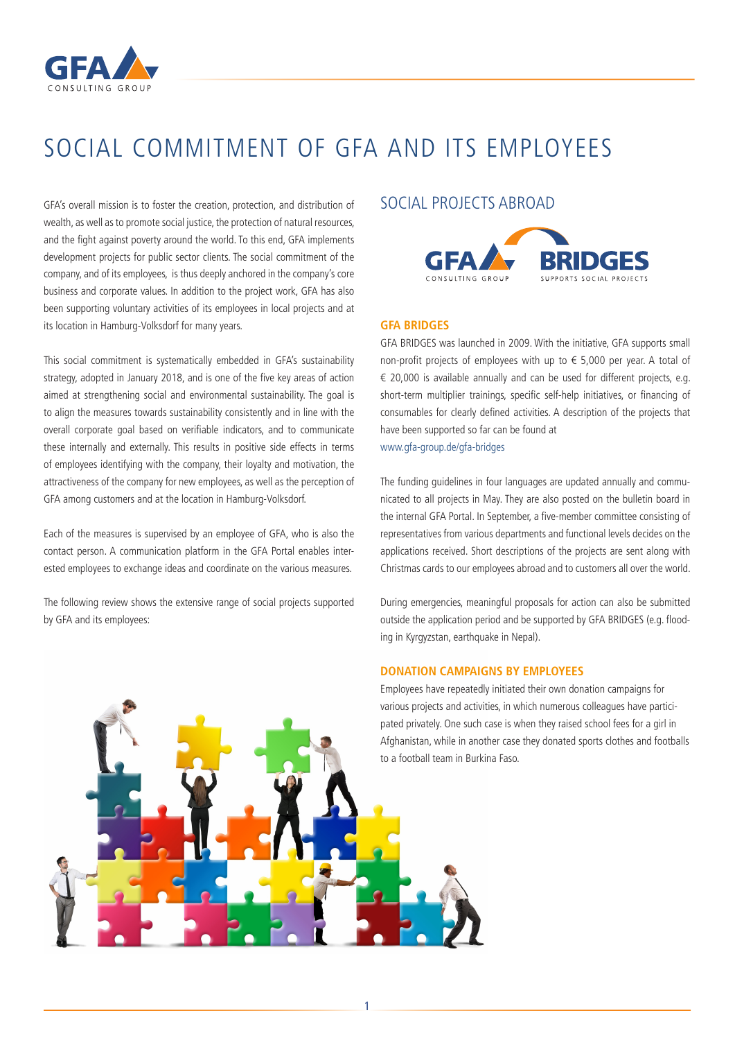# SOCIAL COMMITMENT OF GFA AND ITS EMPLOYEES

GFA's overall mission is to foster the creation, protection, and distribution of wealth, as well as to promote social justice, the protection of natural resources, and the fight against poverty around the world. To this end, GFA implements development projects for public sector clients. The social commitment of the company, and of its employees, is thus deeply anchored in the company's core business and corporate values. In addition to the project work, GFA has also been supporting voluntary activities of its employees in local projects and at its location in Hamburg-Volksdorf for many years.

This social commitment is systematically embedded in GFA's sustainability strategy, adopted in January 2018, and is one of the five key areas of action aimed at strengthening social and environmental sustainability. The goal is to align the measures towards sustainability consistently and in line with the overall corporate goal based on verifiable indicators, and to communicate these internally and externally. This results in positive side effects in terms of employees identifying with the company, their loyalty and motivation, the attractiveness of the company for new employees, as well as the perception of GFA among customers and at the location in Hamburg-Volksdorf.

Each of the measures is supervised by an employee of GFA, who is also the contact person. A communication platform in the GFA Portal enables interested employees to exchange ideas and coordinate on the various measures.

The following review shows the extensive range of social projects supported by GFA and its employees:

## SOCIAL PROJECTS ABROAD

### GFA BRIDGES

GFA BRIDGES was launched in 2009. With the initiative, GFA supports small non-profit projects of employees with up to € 5,000 per year. A total of € 20,000 is available annually and can be used for different projects, e.g. short-term multiplier trainings, specific self-help initiatives, or financing of consumables for clearly defined activities. A description of the projects that have been supported so far can be found at www.gfa-group.de/gfa-bridges

The funding guidelines in four languages are updated annually and communicated to all projects in May. They are also posted on the bulletin board in the internal GFA Portal. In September, a five-member committee consisting of representatives from various departments and functional levels decides on the applications received. Short descriptions of the projects are sent along with Christmas cards to our employees abroad and to customers all over the world.

During emergencies, meaningful proposals for action can also be submitted outside the application period and be supported by GFA BRIDGES (e.g. flooding in Kyrgyzstan, earthquake in Nepal).

### DONATION CAMPAIGNS BY EMPLOYEES

Employees have repeatedly initiated their own donation campaigns for various projects and activities, in which numerous colleagues have participated privately. One such case is when they raised school fees for a girl in Afghanistan, while in another case they donated sports clothes and footballs to a football team in Burkina Faso.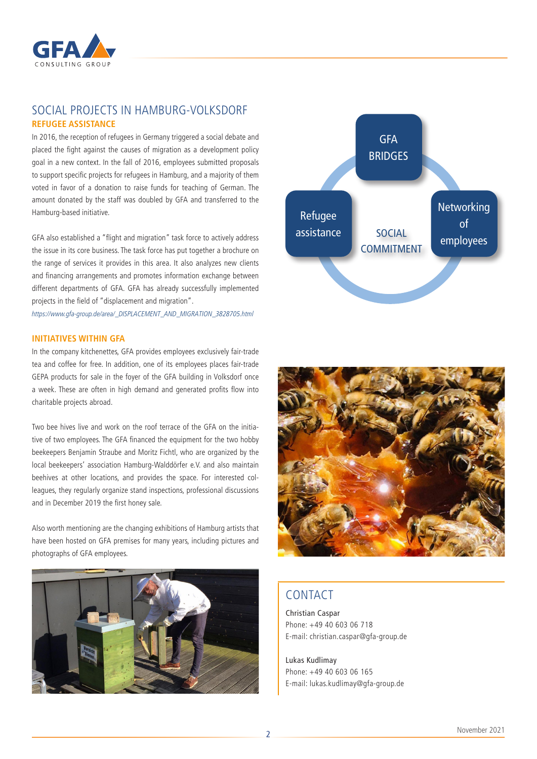## SOCIAL PROJECTS IN HAMBURG-VOLKSDORF

### REFUGEE ASSISTANCE

In 2016, the reception of refugees in Germany triggered a social debate and placed the fight against the causes of migration as a development policy goal in a new context. In the fall of 2016, employees submitted proposals to support specific projects for refugees in Hamburg, and a majority of them voted in favor of a donation to raise funds for teaching of German. The amount donated by the staff was doubled by GFA and transferred to the Hamburg-based initiative.

GFA also established a "flight and migration" task force to actively address the issue in its core business. The task force has put together a brochure on the range of services it provides in this area. It also analyzes new clients and financing arrangements and promotes information exchange between different departments of GFA. GFA has already successfully implemented projects in the field of "displacement and migration".

*https://www.gfa-group.de/area/_DISPLACEMENT_AND_MIGRATION_3828705.html*

GFA BRIDGES

Refugee assistance

SOCIAL COMMITMENT

Networking of employees

### INITIATIVES WITHIN GFA

In the company kitchenettes, GFA provides employees exclusively fair-trade tea and coffee for free. In addition, one of its employees places fair-trade GEPA products for sale in the foyer of the GFA building in Volksdorf once a week. These are often in high demand and generated profits flow into charitable projects abroad.

Two bee hives live and work on the roof terrace of the GFA on the initiative of two employees. The GFA financed the equipment for the two hobby beekeepers Benjamin Straube and Moritz Fichtl, who are organized by the local beekeepers' association Hamburg-Walddörfer e.V. and also maintain beehives at other locations, and provides the space. For interested colleagues, they regularly organize stand inspections, professional discussions and in December 2019 the first honey sale.

Also worth mentioning are the changing exhibitions of Hamburg artists that have been hosted on GFA premises for many years, including pictures and photographs of GFA employees.

## CONTACT

Christian Caspar
Phone: +49 40 603 06 718
E-mail: christian.caspar@gfa-group.de

Lukas Kudlimay
Phone: +49 40 603 06 165
E-mail: lukas.kudlimay@gfa-group.de

November 2021